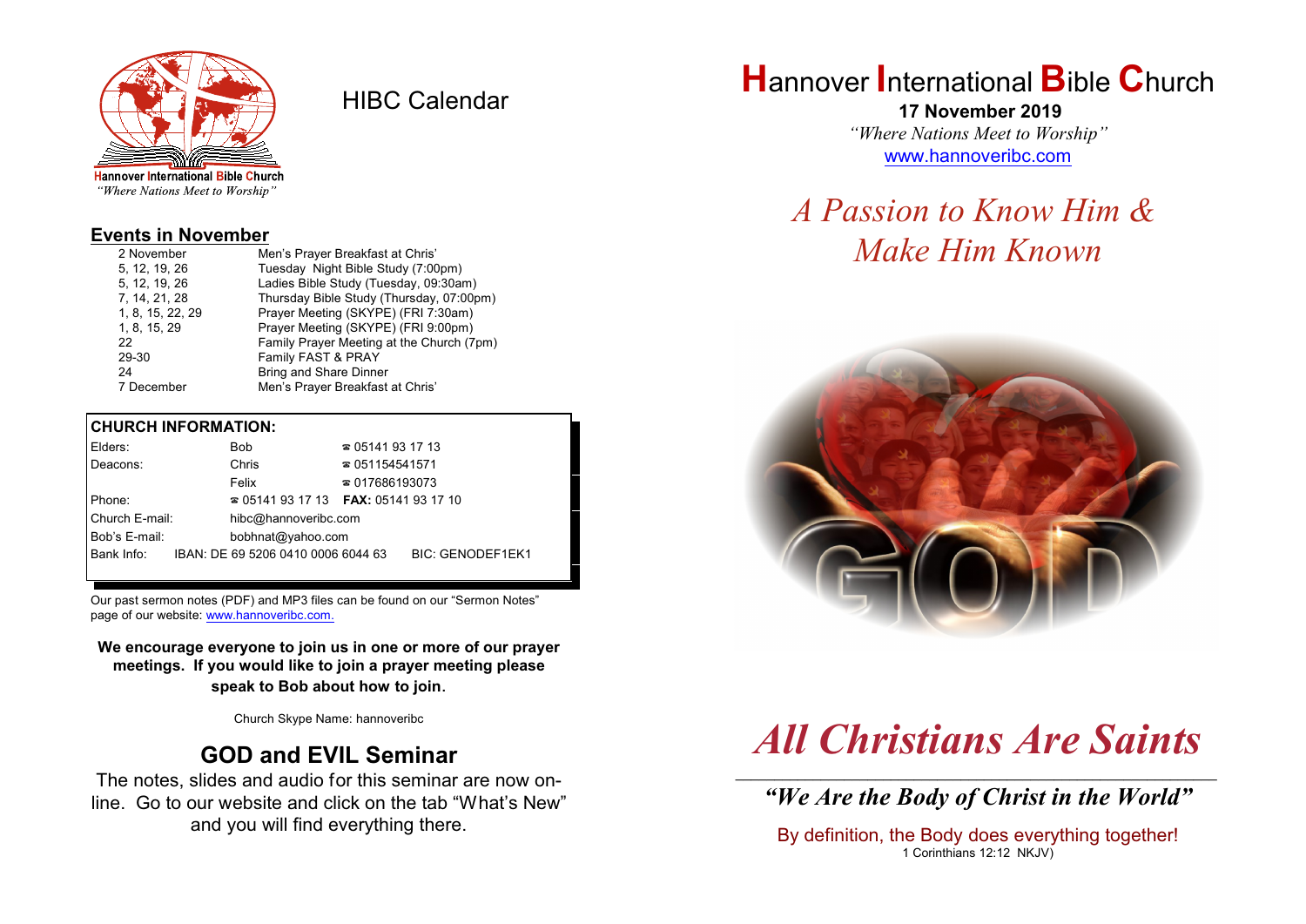Hannover International Bible Church
*"Where Nations Meet to Worship"*

# HIBC Calendar

## Events in November

| | |
|---|---|
| 2 November | Men's Prayer Breakfast at Chris' |
| 5, 12, 19, 26 | Tuesday Night Bible Study (7:00pm) |
| 5, 12, 19, 26 | Ladies Bible Study (Tuesday, 09:30am) |
| 7, 14, 21, 28 | Thursday Bible Study (Thursday, 07:00pm) |
| 1, 8, 15, 22, 29 | Prayer Meeting (SKYPE) (FRI 7:30am) |
| 1, 8, 15, 29 | Prayer Meeting (SKYPE) (FRI 9:00pm) |
| 22 | Family Prayer Meeting at the Church (7pm) |
| 29-30 | Family FAST & PRAY |
| 24 | Bring and Share Dinner |
| 7 December | Men's Prayer Breakfast at Chris' |

**CHURCH INFORMATION:**

| | | |
|---|---|---|
| Elders: | Bob | ☎ 05141 93 17 13 |
| Deacons: | Chris | ☎ 051154541571 |
| | Felix | ☎ 017686193073 |
| Phone: | ☎ 05141 93 17 13 | **FAX:** 05141 93 17 10 |
| Church E-mail: | hibc@hannoveribc.com | |
| Bob's E-mail: | bobhnat@yahoo.com | |
| Bank Info: | IBAN: DE 69 5206 0410 0006 6044 63 | BIC: GENODEF1EK1 |

Our past sermon notes (PDF) and MP3 files can be found on our "Sermon Notes" page of our website: www.hannoveribc.com.

**We encourage everyone to join us in one or more of our prayer meetings. If you would like to join a prayer meeting please speak to Bob about how to join.**

Church Skype Name: hannoveribc

## GOD and EVIL Seminar

The notes, slides and audio for this seminar are now on-line. Go to our website and click on the tab "What's New" and you will find everything there.

# Hannover International Bible Church

**17 November 2019**

*"Where Nations Meet to Worship"*

www.hannoveribc.com

## *A Passion to Know Him & Make Him Known*

# *All Christians Are Saints*

***"We Are the Body of Christ in the World"***

By definition, the Body does everything together!
1 Corinthians 12:12 NKJV)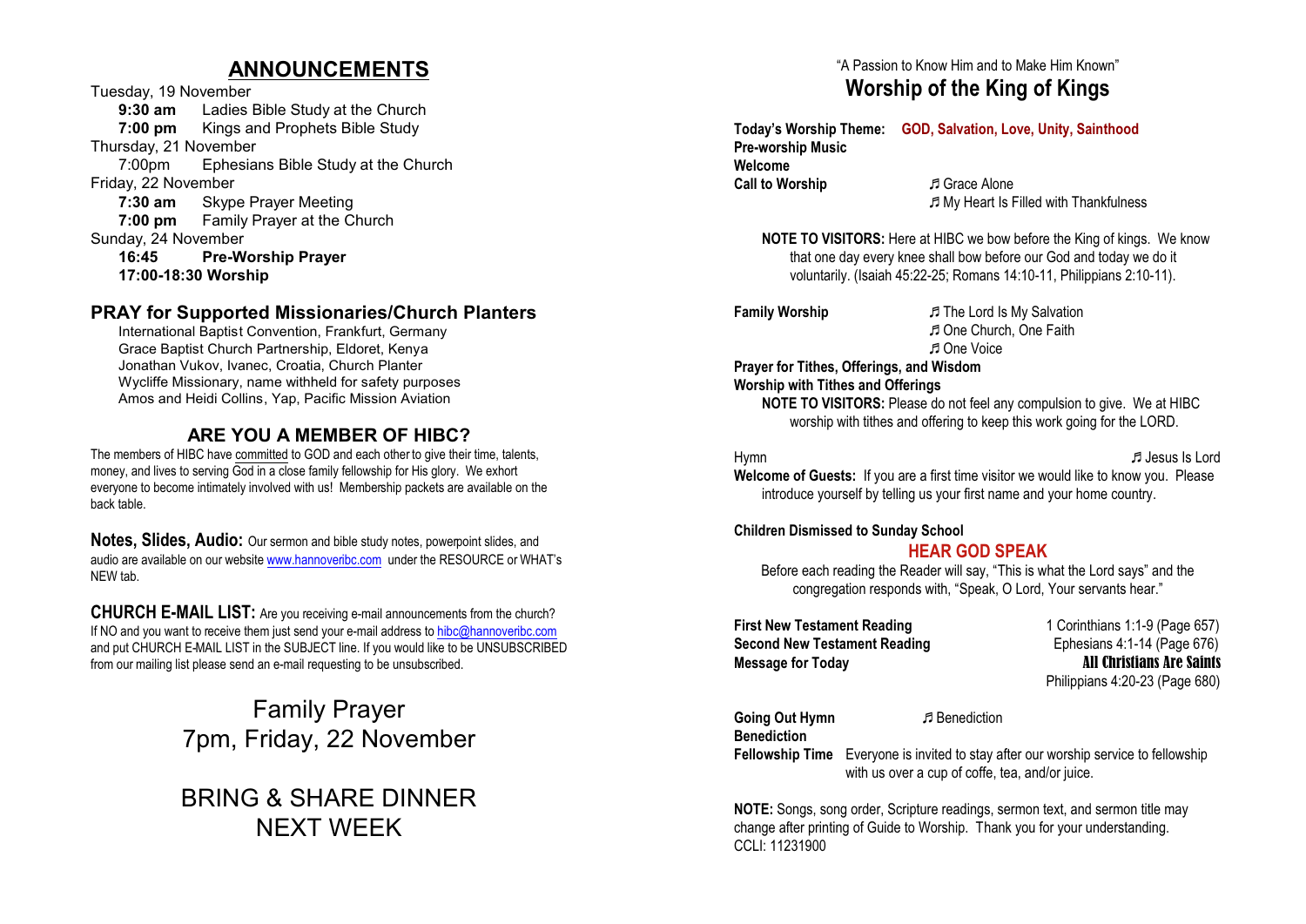## ANNOUNCEMENTS

Tuesday, 19 November

- **9:30 am** Ladies Bible Study at the Church
- **7:00 pm** Kings and Prophets Bible Study

Thursday, 21 November

- 7:00pm Ephesians Bible Study at the Church

Friday, 22 November

- **7:30 am** Skype Prayer Meeting
- **7:00 pm** Family Prayer at the Church

Sunday, 24 November

- **16:45 Pre-Worship Prayer**
- **17:00-18:30 Worship**

### PRAY for Supported Missionaries/Church Planters

International Baptist Convention, Frankfurt, Germany
Grace Baptist Church Partnership, Eldoret, Kenya
Jonathan Vukov, Ivanec, Croatia, Church Planter
Wycliffe Missionary, name withheld for safety purposes
Amos and Heidi Collins, Yap, Pacific Mission Aviation

### ARE YOU A MEMBER OF HIBC?

The members of HIBC have committed to GOD and each other to give their time, talents, money, and lives to serving God in a close family fellowship for His glory. We exhort everyone to become intimately involved with us! Membership packets are available on the back table.

**Notes, Slides, Audio:** Our sermon and bible study notes, powerpoint slides, and audio are available on our website www.hannoveribc.com under the RESOURCE or WHAT's NEW tab.

**CHURCH E-MAIL LIST:** Are you receiving e-mail announcements from the church? If NO and you want to receive them just send your e-mail address to hibc@hannoveribc.com and put CHURCH E-MAIL LIST in the SUBJECT line. If you would like to be UNSUBSCRIBED from our mailing list please send an e-mail requesting to be unsubscribed.

Family Prayer
7pm, Friday, 22 November

BRING & SHARE DINNER
NEXT WEEK

"A Passion to Know Him and to Make Him Known"

## Worship of the King of Kings

**Today's Worship Theme:** **GOD, Salvation, Love, Unity, Sainthood**
**Pre-worship Music**
**Welcome**
**Call to Worship** ♬ Grace Alone
♬ My Heart Is Filled with Thankfulness

**NOTE TO VISITORS:** Here at HIBC we bow before the King of kings. We know that one day every knee shall bow before our God and today we do it voluntarily. (Isaiah 45:22-25; Romans 14:10-11, Philippians 2:10-11).

**Family Worship** ♬ The Lord Is My Salvation
♬ One Church, One Faith
♬ One Voice

**Prayer for Tithes, Offerings, and Wisdom**
**Worship with Tithes and Offerings**

**NOTE TO VISITORS:** Please do not feel any compulsion to give. We at HIBC worship with tithes and offering to keep this work going for the LORD.

Hymn ♬ Jesus Is Lord

**Welcome of Guests:** If you are a first time visitor we would like to know you. Please introduce yourself by telling us your first name and your home country.

**Children Dismissed to Sunday School**

### HEAR GOD SPEAK

Before each reading the Reader will say, "This is what the Lord says" and the congregation responds with, "Speak, O Lord, Your servants hear."

**First New Testament Reading** 1 Corinthians 1:1-9 (Page 657)
**Second New Testament Reading** Ephesians 4:1-14 (Page 676)
**Message for Today** **All Christians Are Saints**
Philippians 4:20-23 (Page 680)

**Going Out Hymn** ♬ Benediction
**Benediction**
**Fellowship Time** Everyone is invited to stay after our worship service to fellowship with us over a cup of coffe, tea, and/or juice.

**NOTE:** Songs, song order, Scripture readings, sermon text, and sermon title may change after printing of Guide to Worship. Thank you for your understanding.
CCLI: 11231900